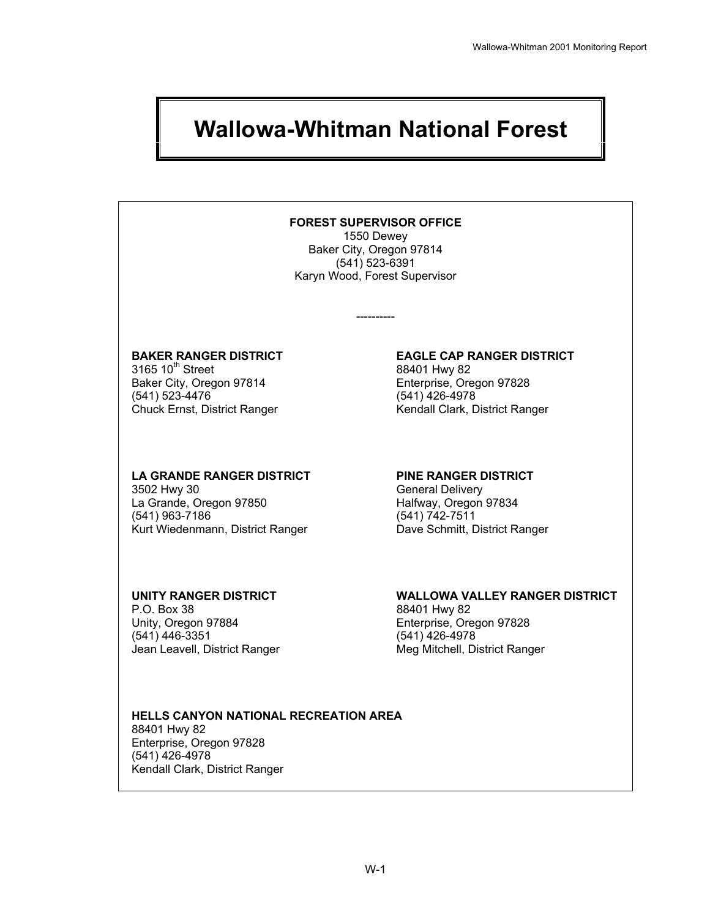# Wallowa-Whitman National Forest

**FOREST SUPERVISOR OFFICE**
1550 Dewey
Baker City, Oregon 97814
(541) 523-6391
Karyn Wood, Forest Supervisor

----------

**BAKER RANGER DISTRICT**
3165 10th Street
Baker City, Oregon 97814
(541) 523-4476
Chuck Ernst, District Ranger

**EAGLE CAP RANGER DISTRICT**
88401 Hwy 82
Enterprise, Oregon 97828
(541) 426-4978
Kendall Clark, District Ranger

**LA GRANDE RANGER DISTRICT**
3502 Hwy 30
La Grande, Oregon 97850
(541) 963-7186
Kurt Wiedenmann, District Ranger

**PINE RANGER DISTRICT**
General Delivery
Halfway, Oregon 97834
(541) 742-7511
Dave Schmitt, District Ranger

**UNITY RANGER DISTRICT**
P.O. Box 38
Unity, Oregon 97884
(541) 446-3351
Jean Leavell, District Ranger

**WALLOWA VALLEY RANGER DISTRICT**
88401 Hwy 82
Enterprise, Oregon 97828
(541) 426-4978
Meg Mitchell, District Ranger

**HELLS CANYON NATIONAL RECREATION AREA**
88401 Hwy 82
Enterprise, Oregon 97828
(541) 426-4978
Kendall Clark, District Ranger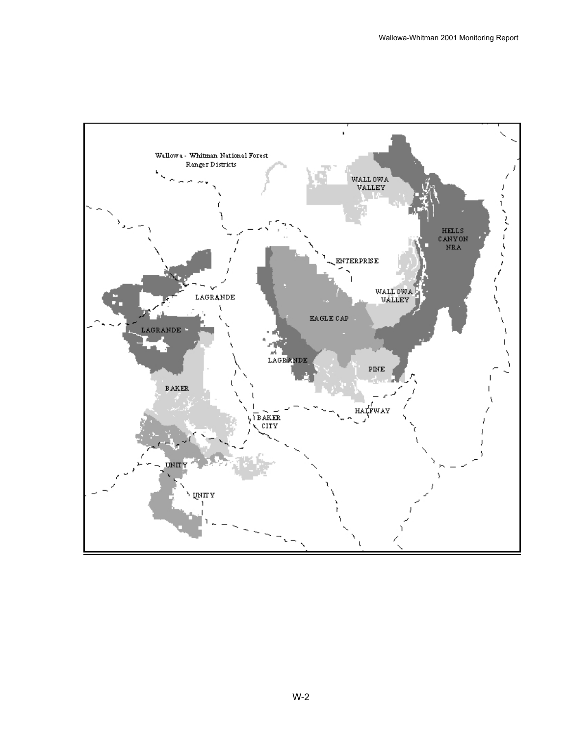Wallowa - Whitman National Forest
Ranger Districts

WALLOWA VALLEY

HELLS CANYON NRA

ENTERPRISE

LAGRANDE

WALLOWA VALLEY

EAGLE CAP

LAGRANDE

LAGRANDE

PINE

BAKER

HALFWAY

BAKER CITY

UNITY

UNITY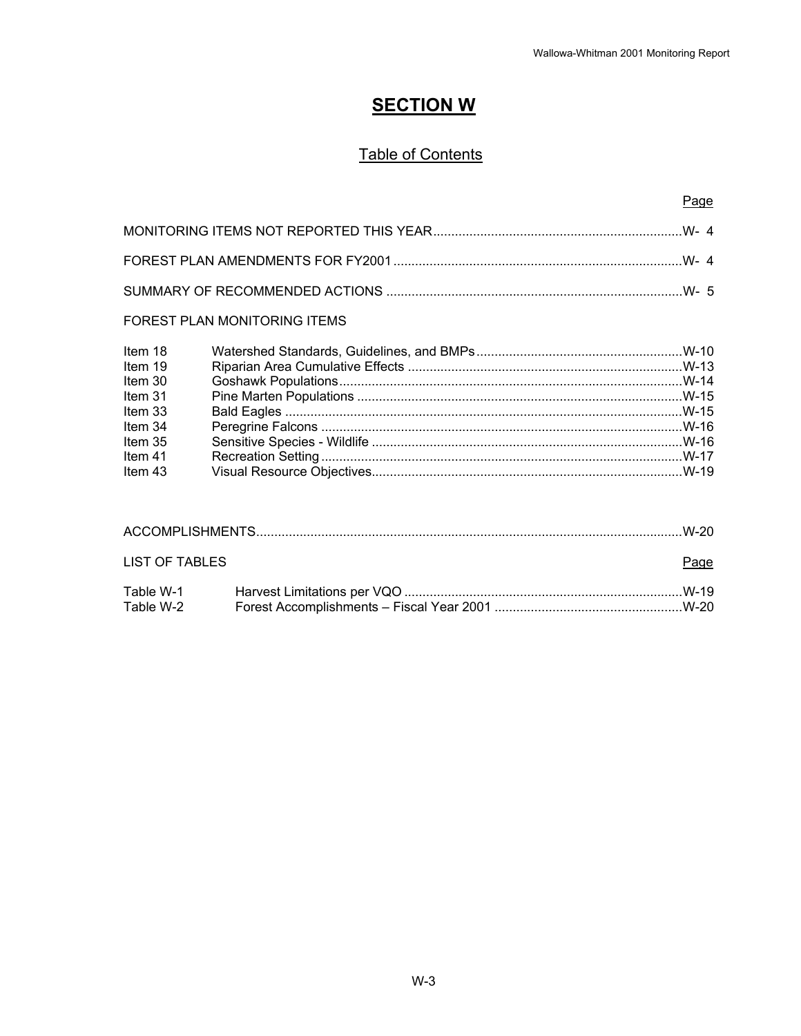# SECTION W

## Table of Contents

| | Page |
|---|---|
| MONITORING ITEMS NOT REPORTED THIS YEAR | W- 4 |
| FOREST PLAN AMENDMENTS FOR FY2001 | W- 4 |
| SUMMARY OF RECOMMENDED ACTIONS | W- 5 |

FOREST PLAN MONITORING ITEMS

| | | |
|---|---|---|
| Item 18 | Watershed Standards, Guidelines, and BMPs | W-10 |
| Item 19 | Riparian Area Cumulative Effects | W-13 |
| Item 30 | Goshawk Populations | W-14 |
| Item 31 | Pine Marten Populations | W-15 |
| Item 33 | Bald Eagles | W-15 |
| Item 34 | Peregrine Falcons | W-16 |
| Item 35 | Sensitive Species - Wildlife | W-16 |
| Item 41 | Recreation Setting | W-17 |
| Item 43 | Visual Resource Objectives | W-19 |

| | |
|---|---|
| ACCOMPLISHMENTS | W-20 |

LIST OF TABLES

| | | Page |
|---|---|---|
| Table W-1 | Harvest Limitations per VQO | W-19 |
| Table W-2 | Forest Accomplishments – Fiscal Year 2001 | W-20 |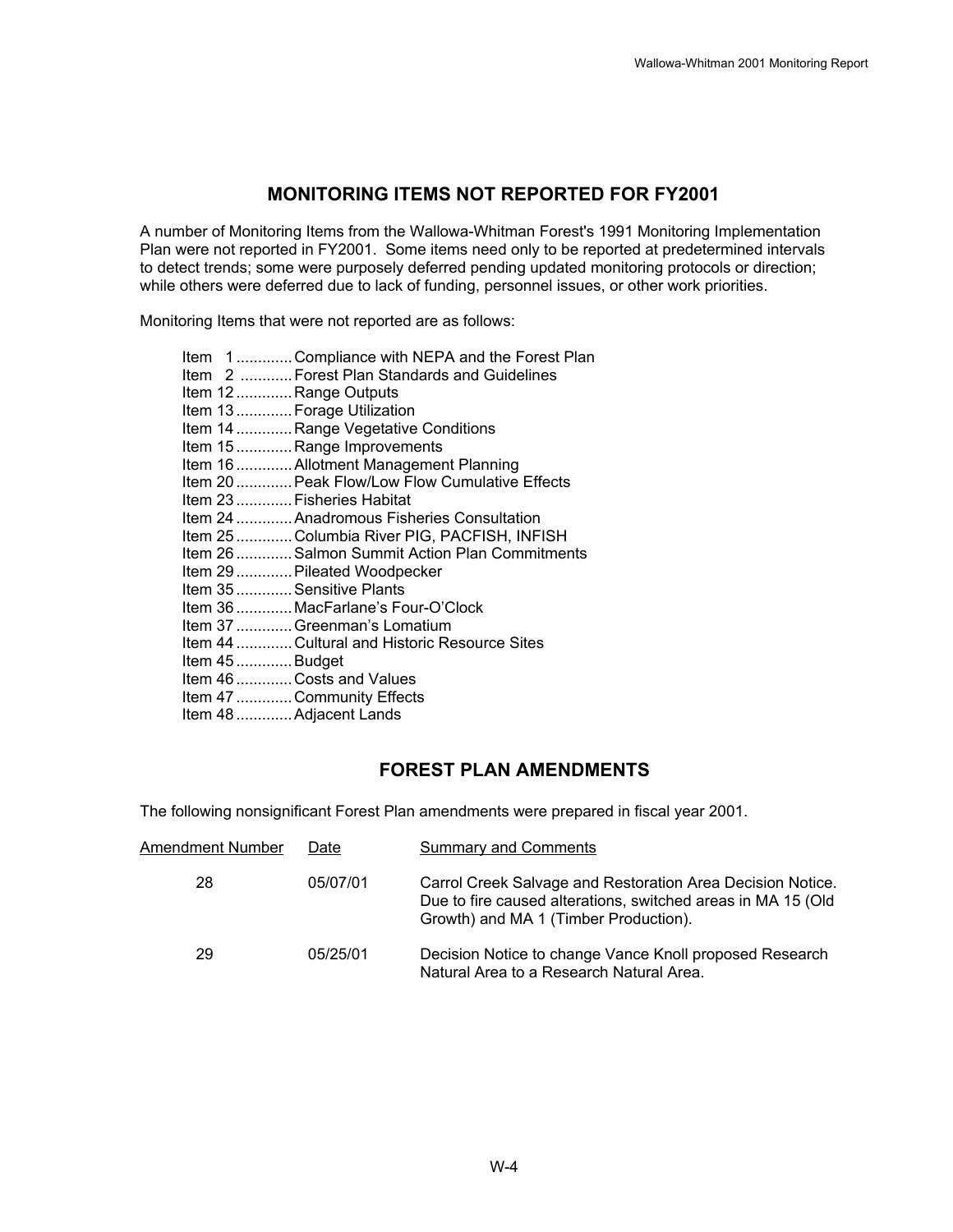## MONITORING ITEMS NOT REPORTED FOR FY2001

A number of Monitoring Items from the Wallowa-Whitman Forest's 1991 Monitoring Implementation Plan were not reported in FY2001. Some items need only to be reported at predetermined intervals to detect trends; some were purposely deferred pending updated monitoring protocols or direction; while others were deferred due to lack of funding, personnel issues, or other work priorities.

Monitoring Items that were not reported are as follows:

- Item 1 ............ Compliance with NEPA and the Forest Plan
- Item 2 ............ Forest Plan Standards and Guidelines
- Item 12 ............ Range Outputs
- Item 13 ............ Forage Utilization
- Item 14 ............ Range Vegetative Conditions
- Item 15 ............ Range Improvements
- Item 16 ............ Allotment Management Planning
- Item 20 ............ Peak Flow/Low Flow Cumulative Effects
- Item 23 ............ Fisheries Habitat
- Item 24 ............ Anadromous Fisheries Consultation
- Item 25 ............ Columbia River PIG, PACFISH, INFISH
- Item 26 ............ Salmon Summit Action Plan Commitments
- Item 29 ............ Pileated Woodpecker
- Item 35 ............ Sensitive Plants
- Item 36 ............ MacFarlane's Four-O'Clock
- Item 37 ............ Greenman's Lomatium
- Item 44 ............ Cultural and Historic Resource Sites
- Item 45 ............ Budget
- Item 46 ............ Costs and Values
- Item 47 ............ Community Effects
- Item 48 ............ Adjacent Lands

## FOREST PLAN AMENDMENTS

The following nonsignificant Forest Plan amendments were prepared in fiscal year 2001.

| Amendment Number | Date | Summary and Comments |
|---|---|---|
| 28 | 05/07/01 | Carrol Creek Salvage and Restoration Area Decision Notice. Due to fire caused alterations, switched areas in MA 15 (Old Growth) and MA 1 (Timber Production). |
| 29 | 05/25/01 | Decision Notice to change Vance Knoll proposed Research Natural Area to a Research Natural Area. |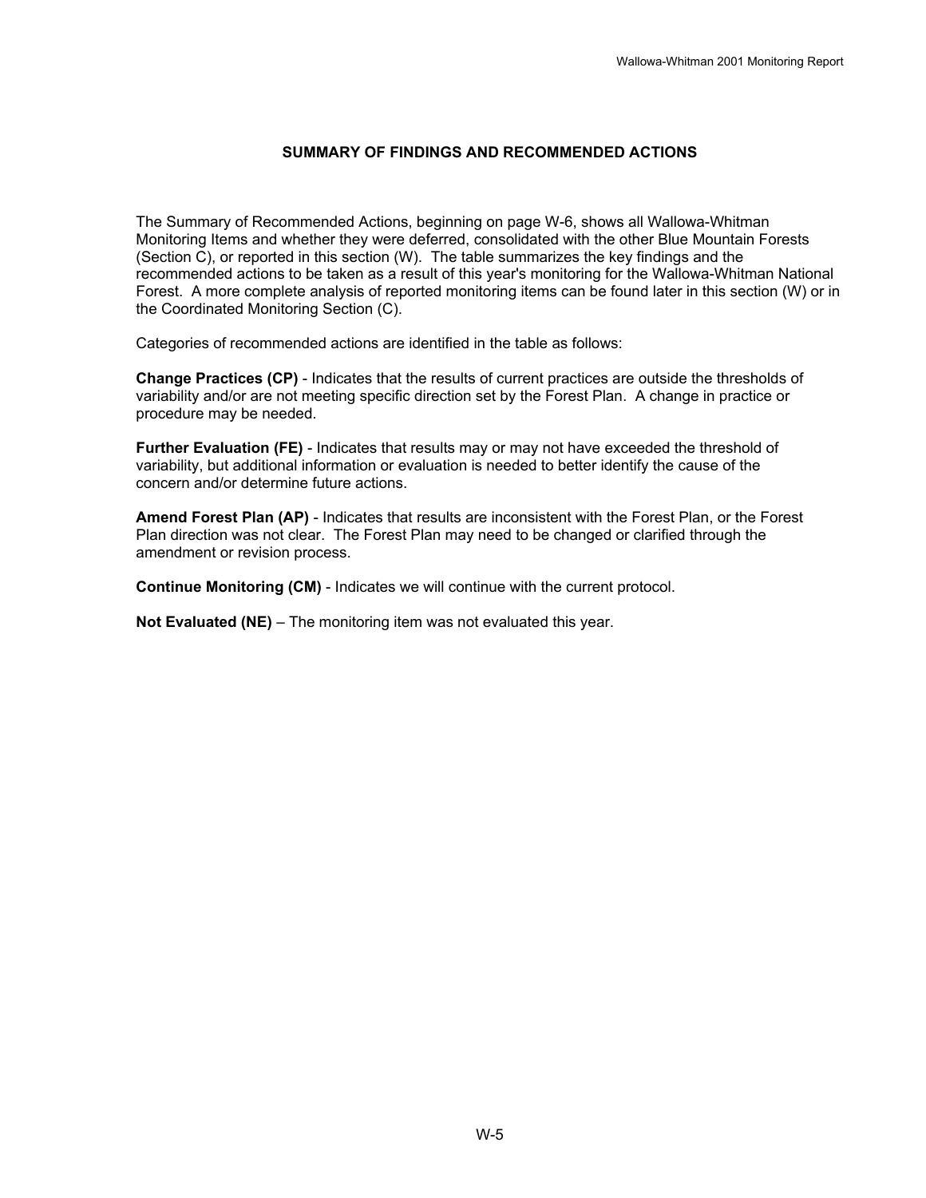## SUMMARY OF FINDINGS AND RECOMMENDED ACTIONS

The Summary of Recommended Actions, beginning on page W-6, shows all Wallowa-Whitman Monitoring Items and whether they were deferred, consolidated with the other Blue Mountain Forests (Section C), or reported in this section (W). The table summarizes the key findings and the recommended actions to be taken as a result of this year's monitoring for the Wallowa-Whitman National Forest. A more complete analysis of reported monitoring items can be found later in this section (W) or in the Coordinated Monitoring Section (C).

Categories of recommended actions are identified in the table as follows:

**Change Practices (CP)** - Indicates that the results of current practices are outside the thresholds of variability and/or are not meeting specific direction set by the Forest Plan. A change in practice or procedure may be needed.

**Further Evaluation (FE)** - Indicates that results may or may not have exceeded the threshold of variability, but additional information or evaluation is needed to better identify the cause of the concern and/or determine future actions.

**Amend Forest Plan (AP)** - Indicates that results are inconsistent with the Forest Plan, or the Forest Plan direction was not clear. The Forest Plan may need to be changed or clarified through the amendment or revision process.

**Continue Monitoring (CM)** - Indicates we will continue with the current protocol.

**Not Evaluated (NE)** – The monitoring item was not evaluated this year.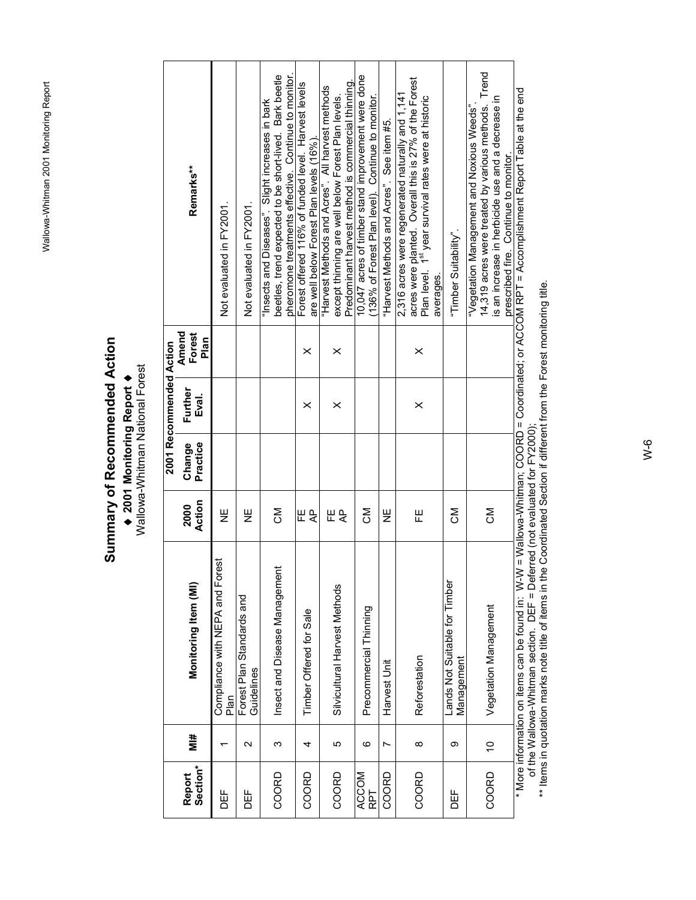# Summary of Recommended Action

**◆ 2001 Monitoring Report ◆**

Wallowa-Whitman National Forest

| Report Section* | MI# | Monitoring Item (MI) | 2000 Action | 2001 Recommended Action | | | Remarks** |
|---|---|---|---|---|---|---|---|
| | | | | Change Practice | Further Eval. | Amend Forest Plan | |
| DEF | 1 | Compliance with NEPA and Forest Plan | NE | | | | Not evaluated in FY2001. |
| DEF | 2 | Forest Plan Standards and Guidelines | NE | | | | Not evaluated in FY2001. |
| COORD | 3 | Insect and Disease Management | CM | | | | "Insects and Diseases". Slight increases in bark beetles, trend expected to be short-lived. Bark beetle pheromone treatments effective. Continue to monitor. |
| COORD | 4 | Timber Offered for Sale | FE AP | | X | X | Forest offered 116% of funded level. Harvest levels are well below Forest Plan levels (16%). |
| COORD | 5 | Silvicultural Harvest Methods | FE AP | | X | X | "Harvest Methods and Acres". All harvest methods except thinning are well below Forest Plan levels. Predominant harvest method is commercial thinning. |
| ACCOM RPT | 6 | Precommercial Thinning | CM | | | | 10,047 acres of timber stand improvement were done (136% of Forest Plan level). Continue to monitor. |
| COORD | 7 | Harvest Unit | NE | | | | "Harvest Methods and Acres". See item #5. |
| COORD | 8 | Reforestation | FE | | X | X | 2,316 acres were regenerated naturally and 1,141 acres were planted. Overall this is 27% of the Forest Plan level. 1st year survival rates were at historic averages. |
| DEF | 9 | Lands Not Suitable for Timber Management | CM | | | | "Timber Suitability". |
| COORD | 10 | Vegetation Management | CM | | | | "Vegetation Management and Noxious Weeds". 14,319 acres were treated by various methods. Trend is an increase in herbicide use and a decrease in prescribed fire. Continue to monitor. |

\* More information on items can be found in: W-W = Wallowa-Whitman; COORD = Coordinated; or ACCOM RPT = Accomplishment Report Table at the end of the Wallowa-Whitman section. DEF = Deferred (not evaluated for FY2000);

\*\* Items in quotation marks note title of items in the Coordinated Section if different from the Forest monitoring title.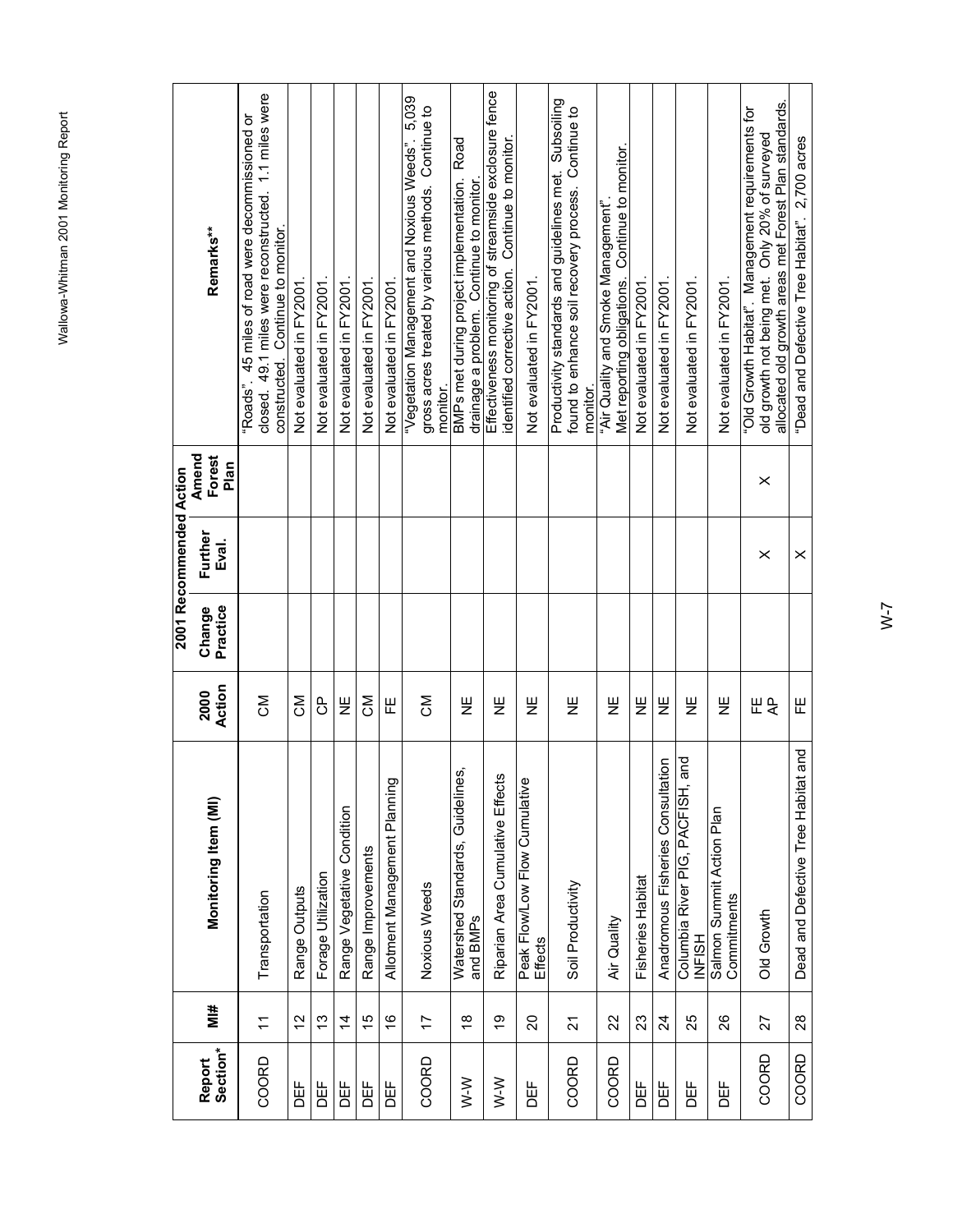| Report Section* | MI# | Monitoring Item (MI) | 2000 Action | 2001 Recommended Action | | | Remarks** |
|---|---|---|---|---|---|---|---|
| | | | | Change Practice | Further Eval. | Amend Forest Plan | |
| COORD | 11 | Transportation | CM | | | | "Roads". 45 miles of road were decommissioned or closed. 49.1 miles were reconstructed. 1.1 miles were constructed. Continue to monitor. |
| DEF | 12 | Range Outputs | CM | | | | Not evaluated in FY2001. |
| DEF | 13 | Forage Utilization | CP | | | | Not evaluated in FY2001. |
| DEF | 14 | Range Vegetative Condition | NE | | | | Not evaluated in FY2001. |
| DEF | 15 | Range Improvements | CM | | | | Not evaluated in FY2001. |
| DEF | 16 | Allotment Management Planning | FE | | | | Not evaluated in FY2001. |
| COORD | 17 | Noxious Weeds | CM | | | | "Vegetation Management and Noxious Weeds". 5,039 gross acres treated by various methods. Continue to monitor. |
| W-W | 18 | Watershed Standards, Guidelines, and BMPs | NE | | | | BMPs met during project implementation. Road drainage a problem. Continue to monitor. |
| W-W | 19 | Riparian Area Cumulative Effects | NE | | | | Effectiveness monitoring of streamside exclosure fence identified corrective action. Continue to monitor. |
| DEF | 20 | Peak Flow/Low Flow Cumulative Effects | NE | | | | Not evaluated in FY2001. |
| COORD | 21 | Soil Productivity | NE | | | | Productivity standards and guidelines met. Subsoiling found to enhance soil recovery process. Continue to monitor. |
| COORD | 22 | Air Quality | NE | | | | "Air Quality and Smoke Management". Met reporting obligations. Continue to monitor. |
| DEF | 23 | Fisheries Habitat | NE | | | | Not evaluated in FY2001. |
| DEF | 24 | Anadromous Fisheries Consultation | NE | | | | Not evaluated in FY2001. |
| DEF | 25 | Columbia River PIG, PACFISH, and INFISH | NE | | | | Not evaluated in FY2001. |
| DEF | 26 | Salmon Summit Action Plan Commitments | NE | | | | Not evaluated in FY2001. |
| COORD | 27 | Old Growth | FE AP | | X | X | "Old Growth Habitat". Management requirements for old growth not being met. Only 20% of surveyed allocated old growth areas met Forest Plan standards. |
| COORD | 28 | Dead and Defective Tree Habitat and | FE | | X | | "Dead and Defective Tree Habitat". 2,700 acres |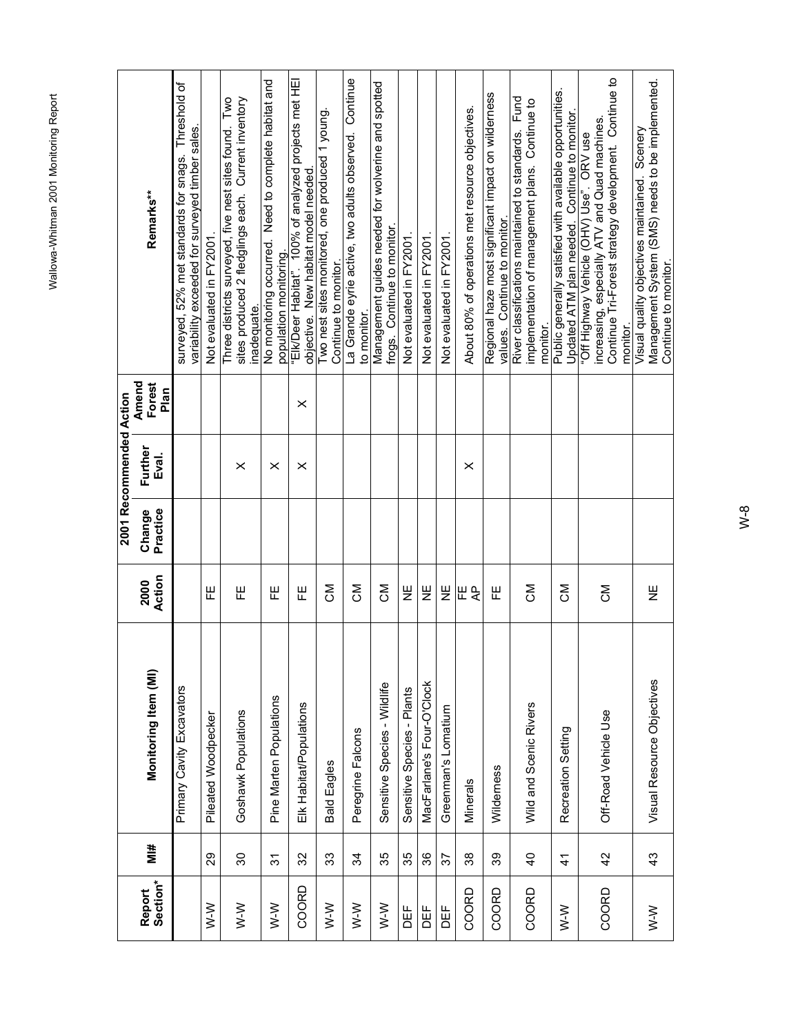| Report Section* | MI# | Monitoring Item (MI) | 2000 Action | 2001 Recommended Action | | | Remarks** |
|---|---|---|---|---|---|---|---|
| | | | | Change Practice | Further Eval. | Amend Forest Plan | |
| | | Primary Cavity Excavators | | | | | surveyed, 52% met standards for snags. Threshold of variability exceeded for surveyed timber sales. |
| W-W | 29 | Pileated Woodpecker | FE | | | | Not evaluated in FY2001. |
| W-W | 30 | Goshawk Populations | FE | | X | | Three districts surveyed, five nest sites found. Two sites produced 2 fledglings each. Current inventory inadequate. |
| W-W | 31 | Pine Marten Populations | FE | | X | | No monitoring occurred. Need to complete habitat and population monitoring. |
| COORD | 32 | Elk Habitat/Populations | FE | | X | X | "Elk/Deer Habitat". 100% of analyzed projects met HEI objective. New habitat model needed. |
| W-W | 33 | Bald Eagles | CM | | | | Two nest sites monitored, one produced 1 young. Continue to monitor. |
| W-W | 34 | Peregrine Falcons | CM | | | | La Grande eyrie active, two adults observed. Continue to monitor. |
| W-W | 35 | Sensitive Species - Wildlife | CM | | | | Management guides needed for wolverine and spotted frogs. Continue to monitor. |
| DEF | 35 | Sensitive Species - Plants | NE | | | | Not evaluated in FY2001. |
| DEF | 36 | MacFarlane's Four-O'Clock | NE | | | | Not evaluated in FY2001. |
| DEF | 37 | Greenman's Lomatium | NE | | | | Not evaluated in FY2001. |
| COORD | 38 | Minerals | FE AP | | X | | About 80% of operations met resource objectives. |
| COORD | 39 | Wilderness | FE | | | | Regional haze most significant impact on wilderness values. Continue to monitor. |
| COORD | 40 | Wild and Scenic Rivers | CM | | | | River classifications maintained to standards. Fund implementation of management plans. Continue to monitor. |
| W-W | 41 | Recreation Setting | CM | | | | Public generally satisfied with available opportunities. Updated ATM plan needed. Continue to monitor. |
| COORD | 42 | Off-Road Vehicle Use | CM | | | | "Off Highway Vehicle (OHV) Use". ORV use increasing, especially ATV and Quad machines. Continue Tri-Forest strategy development. Continue to monitor. |
| W-W | 43 | Visual Resource Objectives | NE | | | | Visual quality objectives maintained. Scenery Management System (SMS) needs to be implemented. Continue to monitor. |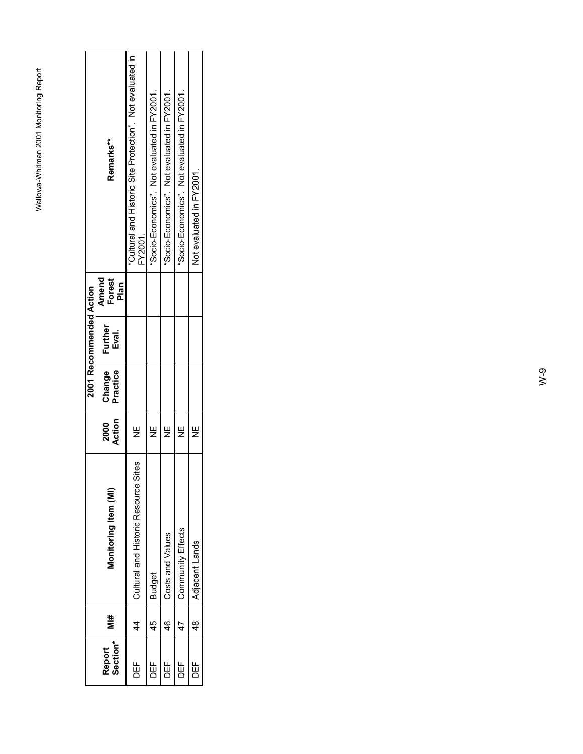| Report Section* | MI# | Monitoring Item (MI) | 2000 Action | 2001 Recommended Action | | | Remarks** |
|---|---|---|---|---|---|---|---|
| | | | | Change Practice | Further Eval. | Amend Forest Plan | |
| DEF | 44 | Cultural and Historic Resource Sites | NE | | | | "Cultural and Historic Site Protection". Not evaluated in FY2001. |
| DEF | 45 | Budget | NE | | | | "Socio-Economics". Not evaluated in FY2001. |
| DEF | 46 | Costs and Values | NE | | | | "Socio-Economics". Not evaluated in FY2001. |
| DEF | 47 | Community Effects | NE | | | | "Socio-Economics". Not evaluated in FY2001. |
| DEF | 48 | Adjacent Lands | NE | | | | Not evaluated in FY2001. |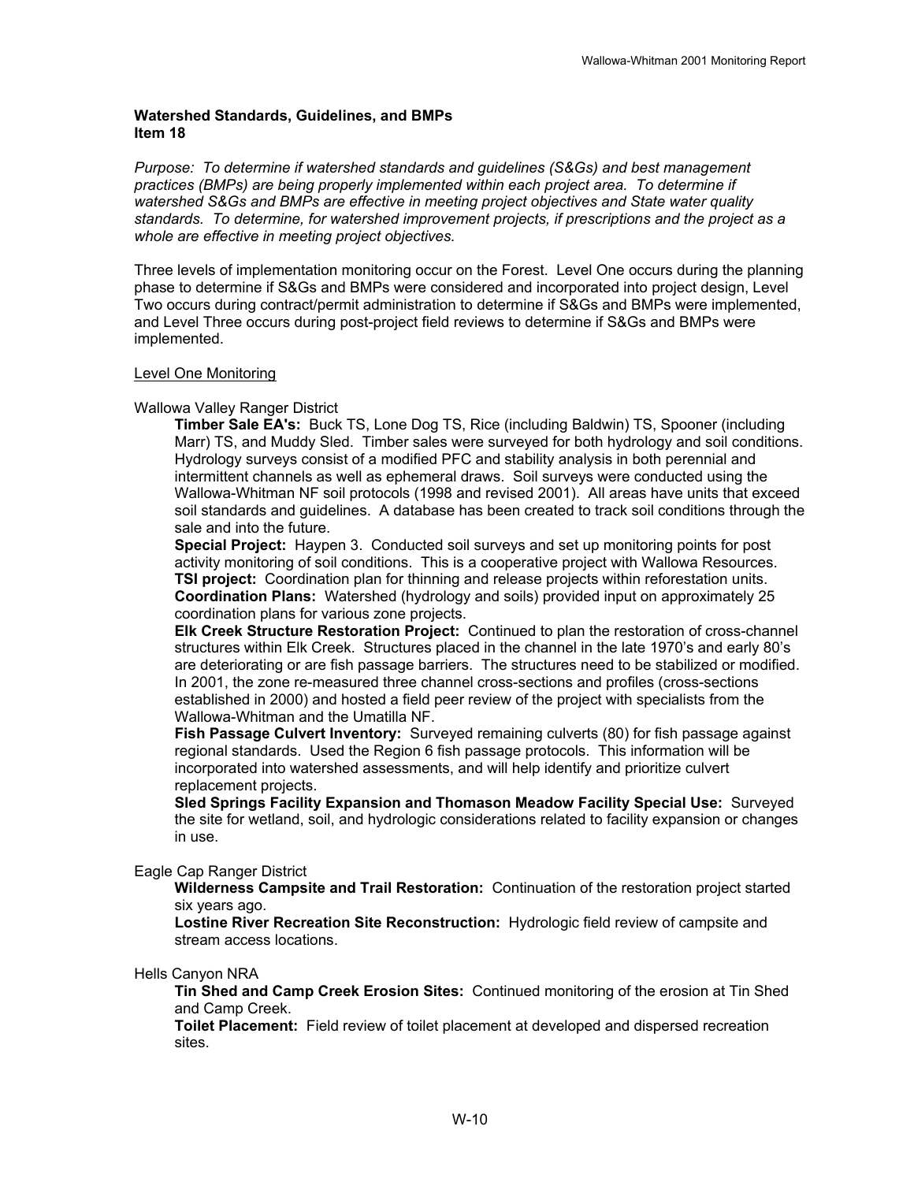**Watershed Standards, Guidelines, and BMPs**
**Item 18**

*Purpose: To determine if watershed standards and guidelines (S&Gs) and best management practices (BMPs) are being properly implemented within each project area. To determine if watershed S&Gs and BMPs are effective in meeting project objectives and State water quality standards. To determine, for watershed improvement projects, if prescriptions and the project as a whole are effective in meeting project objectives.*

Three levels of implementation monitoring occur on the Forest. Level One occurs during the planning phase to determine if S&Gs and BMPs were considered and incorporated into project design, Level Two occurs during contract/permit administration to determine if S&Gs and BMPs were implemented, and Level Three occurs during post-project field reviews to determine if S&Gs and BMPs were implemented.

<u>Level One Monitoring</u>

Wallowa Valley Ranger District

**Timber Sale EA's:** Buck TS, Lone Dog TS, Rice (including Baldwin) TS, Spooner (including Marr) TS, and Muddy Sled. Timber sales were surveyed for both hydrology and soil conditions. Hydrology surveys consist of a modified PFC and stability analysis in both perennial and intermittent channels as well as ephemeral draws. Soil surveys were conducted using the Wallowa-Whitman NF soil protocols (1998 and revised 2001). All areas have units that exceed soil standards and guidelines. A database has been created to track soil conditions through the sale and into the future.

**Special Project:** Haypen 3. Conducted soil surveys and set up monitoring points for post activity monitoring of soil conditions. This is a cooperative project with Wallowa Resources.

**TSI project:** Coordination plan for thinning and release projects within reforestation units.

**Coordination Plans:** Watershed (hydrology and soils) provided input on approximately 25 coordination plans for various zone projects.

**Elk Creek Structure Restoration Project:** Continued to plan the restoration of cross-channel structures within Elk Creek. Structures placed in the channel in the late 1970's and early 80's are deteriorating or are fish passage barriers. The structures need to be stabilized or modified. In 2001, the zone re-measured three channel cross-sections and profiles (cross-sections established in 2000) and hosted a field peer review of the project with specialists from the Wallowa-Whitman and the Umatilla NF.

**Fish Passage Culvert Inventory:** Surveyed remaining culverts (80) for fish passage against regional standards. Used the Region 6 fish passage protocols. This information will be incorporated into watershed assessments, and will help identify and prioritize culvert replacement projects.

**Sled Springs Facility Expansion and Thomason Meadow Facility Special Use:** Surveyed the site for wetland, soil, and hydrologic considerations related to facility expansion or changes in use.

Eagle Cap Ranger District

**Wilderness Campsite and Trail Restoration:** Continuation of the restoration project started six years ago.

**Lostine River Recreation Site Reconstruction:** Hydrologic field review of campsite and stream access locations.

Hells Canyon NRA

**Tin Shed and Camp Creek Erosion Sites:** Continued monitoring of the erosion at Tin Shed and Camp Creek.

**Toilet Placement:** Field review of toilet placement at developed and dispersed recreation sites.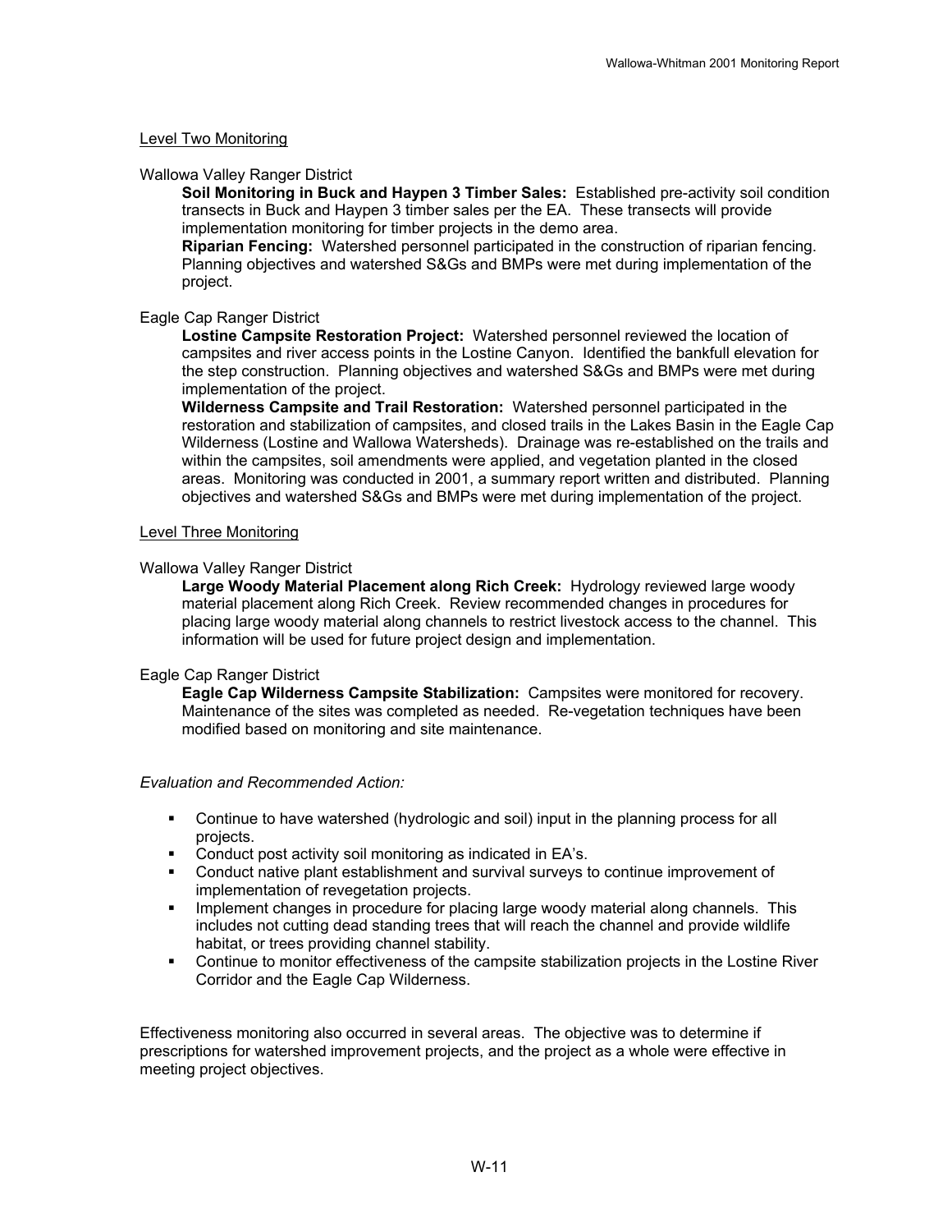Level Two Monitoring

Wallowa Valley Ranger District

**Soil Monitoring in Buck and Haypen 3 Timber Sales:** Established pre-activity soil condition transects in Buck and Haypen 3 timber sales per the EA. These transects will provide implementation monitoring for timber projects in the demo area.

**Riparian Fencing:** Watershed personnel participated in the construction of riparian fencing. Planning objectives and watershed S&Gs and BMPs were met during implementation of the project.

Eagle Cap Ranger District

**Lostine Campsite Restoration Project:** Watershed personnel reviewed the location of campsites and river access points in the Lostine Canyon. Identified the bankfull elevation for the step construction. Planning objectives and watershed S&Gs and BMPs were met during implementation of the project.

**Wilderness Campsite and Trail Restoration:** Watershed personnel participated in the restoration and stabilization of campsites, and closed trails in the Lakes Basin in the Eagle Cap Wilderness (Lostine and Wallowa Watersheds). Drainage was re-established on the trails and within the campsites, soil amendments were applied, and vegetation planted in the closed areas. Monitoring was conducted in 2001, a summary report written and distributed. Planning objectives and watershed S&Gs and BMPs were met during implementation of the project.

Level Three Monitoring

Wallowa Valley Ranger District

**Large Woody Material Placement along Rich Creek:** Hydrology reviewed large woody material placement along Rich Creek. Review recommended changes in procedures for placing large woody material along channels to restrict livestock access to the channel. This information will be used for future project design and implementation.

Eagle Cap Ranger District

**Eagle Cap Wilderness Campsite Stabilization:** Campsites were monitored for recovery. Maintenance of the sites was completed as needed. Re-vegetation techniques have been modified based on monitoring and site maintenance.

*Evaluation and Recommended Action:*

- Continue to have watershed (hydrologic and soil) input in the planning process for all projects.
- Conduct post activity soil monitoring as indicated in EA's.
- Conduct native plant establishment and survival surveys to continue improvement of implementation of revegetation projects.
- Implement changes in procedure for placing large woody material along channels. This includes not cutting dead standing trees that will reach the channel and provide wildlife habitat, or trees providing channel stability.
- Continue to monitor effectiveness of the campsite stabilization projects in the Lostine River Corridor and the Eagle Cap Wilderness.

Effectiveness monitoring also occurred in several areas. The objective was to determine if prescriptions for watershed improvement projects, and the project as a whole were effective in meeting project objectives.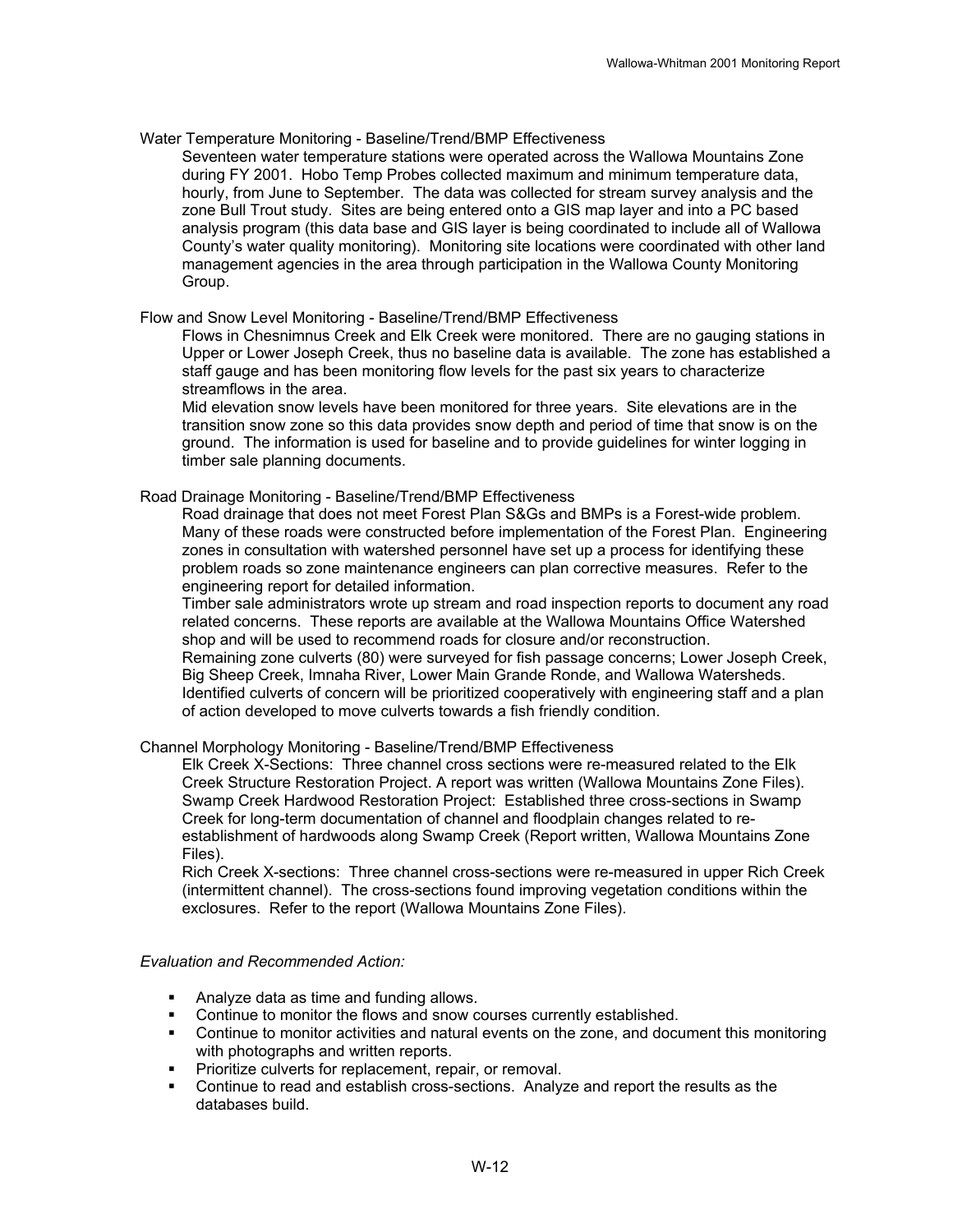Water Temperature Monitoring - Baseline/Trend/BMP Effectiveness

Seventeen water temperature stations were operated across the Wallowa Mountains Zone during FY 2001. Hobo Temp Probes collected maximum and minimum temperature data, hourly, from June to September. The data was collected for stream survey analysis and the zone Bull Trout study. Sites are being entered onto a GIS map layer and into a PC based analysis program (this data base and GIS layer is being coordinated to include all of Wallowa County's water quality monitoring). Monitoring site locations were coordinated with other land management agencies in the area through participation in the Wallowa County Monitoring Group.

Flow and Snow Level Monitoring - Baseline/Trend/BMP Effectiveness

Flows in Chesnimnus Creek and Elk Creek were monitored. There are no gauging stations in Upper or Lower Joseph Creek, thus no baseline data is available. The zone has established a staff gauge and has been monitoring flow levels for the past six years to characterize streamflows in the area.

Mid elevation snow levels have been monitored for three years. Site elevations are in the transition snow zone so this data provides snow depth and period of time that snow is on the ground. The information is used for baseline and to provide guidelines for winter logging in timber sale planning documents.

Road Drainage Monitoring - Baseline/Trend/BMP Effectiveness

Road drainage that does not meet Forest Plan S&Gs and BMPs is a Forest-wide problem. Many of these roads were constructed before implementation of the Forest Plan. Engineering zones in consultation with watershed personnel have set up a process for identifying these problem roads so zone maintenance engineers can plan corrective measures. Refer to the engineering report for detailed information.

Timber sale administrators wrote up stream and road inspection reports to document any road related concerns. These reports are available at the Wallowa Mountains Office Watershed shop and will be used to recommend roads for closure and/or reconstruction.

Remaining zone culverts (80) were surveyed for fish passage concerns; Lower Joseph Creek, Big Sheep Creek, Imnaha River, Lower Main Grande Ronde, and Wallowa Watersheds. Identified culverts of concern will be prioritized cooperatively with engineering staff and a plan of action developed to move culverts towards a fish friendly condition.

Channel Morphology Monitoring - Baseline/Trend/BMP Effectiveness

Elk Creek X-Sections: Three channel cross sections were re-measured related to the Elk Creek Structure Restoration Project. A report was written (Wallowa Mountains Zone Files).

Swamp Creek Hardwood Restoration Project: Established three cross-sections in Swamp Creek for long-term documentation of channel and floodplain changes related to re-establishment of hardwoods along Swamp Creek (Report written, Wallowa Mountains Zone Files).

Rich Creek X-sections: Three channel cross-sections were re-measured in upper Rich Creek (intermittent channel). The cross-sections found improving vegetation conditions within the exclosures. Refer to the report (Wallowa Mountains Zone Files).

*Evaluation and Recommended Action:*

- Analyze data as time and funding allows.
- Continue to monitor the flows and snow courses currently established.
- Continue to monitor activities and natural events on the zone, and document this monitoring with photographs and written reports.
- Prioritize culverts for replacement, repair, or removal.
- Continue to read and establish cross-sections. Analyze and report the results as the databases build.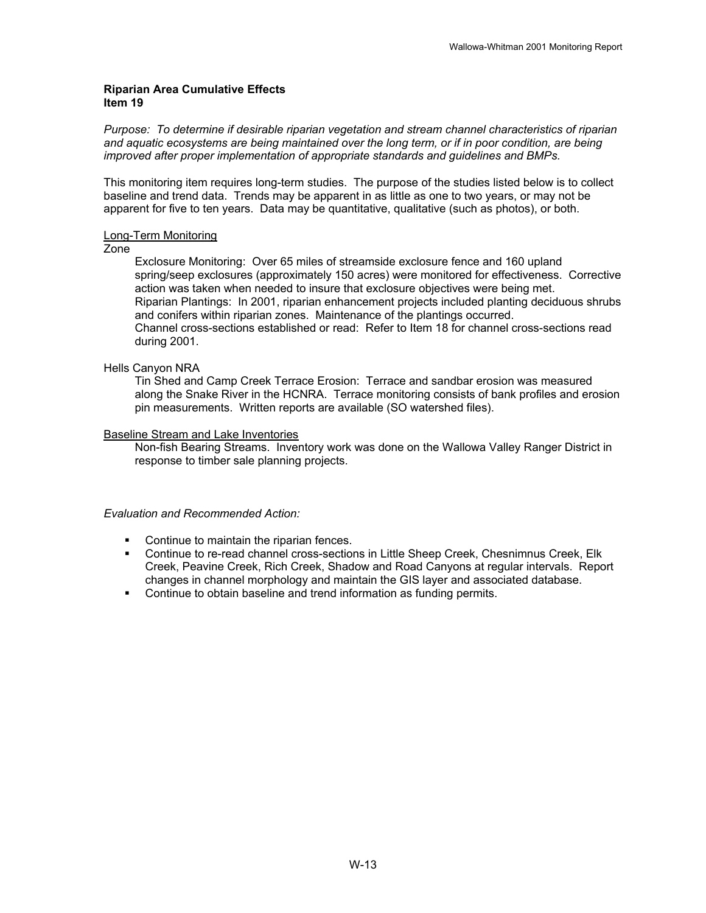**Riparian Area Cumulative Effects**
**Item 19**

*Purpose: To determine if desirable riparian vegetation and stream channel characteristics of riparian and aquatic ecosystems are being maintained over the long term, or if in poor condition, are being improved after proper implementation of appropriate standards and guidelines and BMPs.*

This monitoring item requires long-term studies. The purpose of the studies listed below is to collect baseline and trend data. Trends may be apparent in as little as one to two years, or may not be apparent for five to ten years. Data may be quantitative, qualitative (such as photos), or both.

<u>Long-Term Monitoring</u>

Zone

Exclosure Monitoring: Over 65 miles of streamside exclosure fence and 160 upland spring/seep exclosures (approximately 150 acres) were monitored for effectiveness. Corrective action was taken when needed to insure that exclosure objectives were being met.
Riparian Plantings: In 2001, riparian enhancement projects included planting deciduous shrubs and conifers within riparian zones. Maintenance of the plantings occurred.
Channel cross-sections established or read: Refer to Item 18 for channel cross-sections read during 2001.

Hells Canyon NRA

Tin Shed and Camp Creek Terrace Erosion: Terrace and sandbar erosion was measured along the Snake River in the HCNRA. Terrace monitoring consists of bank profiles and erosion pin measurements. Written reports are available (SO watershed files).

<u>Baseline Stream and Lake Inventories</u>

Non-fish Bearing Streams. Inventory work was done on the Wallowa Valley Ranger District in response to timber sale planning projects.

*Evaluation and Recommended Action:*

- Continue to maintain the riparian fences.
- Continue to re-read channel cross-sections in Little Sheep Creek, Chesnimnus Creek, Elk Creek, Peavine Creek, Rich Creek, Shadow and Road Canyons at regular intervals. Report changes in channel morphology and maintain the GIS layer and associated database.
- Continue to obtain baseline and trend information as funding permits.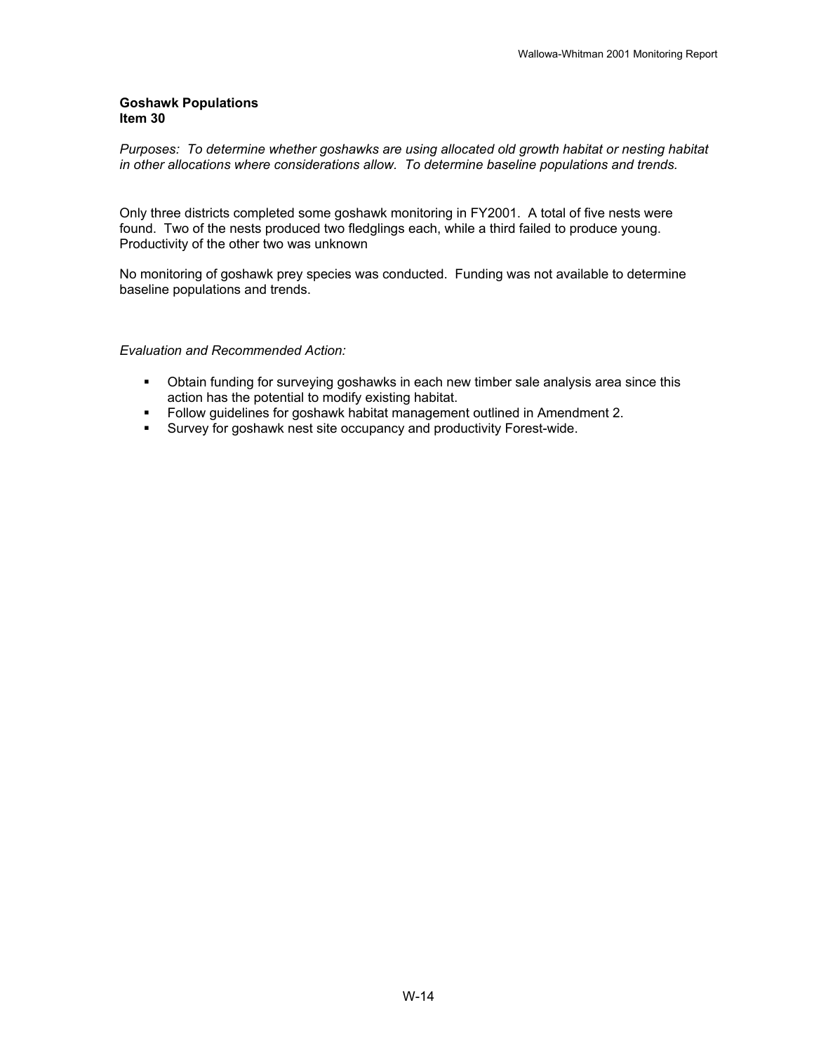**Goshawk Populations**
**Item 30**

*Purposes: To determine whether goshawks are using allocated old growth habitat or nesting habitat in other allocations where considerations allow. To determine baseline populations and trends.*

Only three districts completed some goshawk monitoring in FY2001. A total of five nests were found. Two of the nests produced two fledglings each, while a third failed to produce young. Productivity of the other two was unknown

No monitoring of goshawk prey species was conducted. Funding was not available to determine baseline populations and trends.

*Evaluation and Recommended Action:*

- Obtain funding for surveying goshawks in each new timber sale analysis area since this action has the potential to modify existing habitat.
- Follow guidelines for goshawk habitat management outlined in Amendment 2.
- Survey for goshawk nest site occupancy and productivity Forest-wide.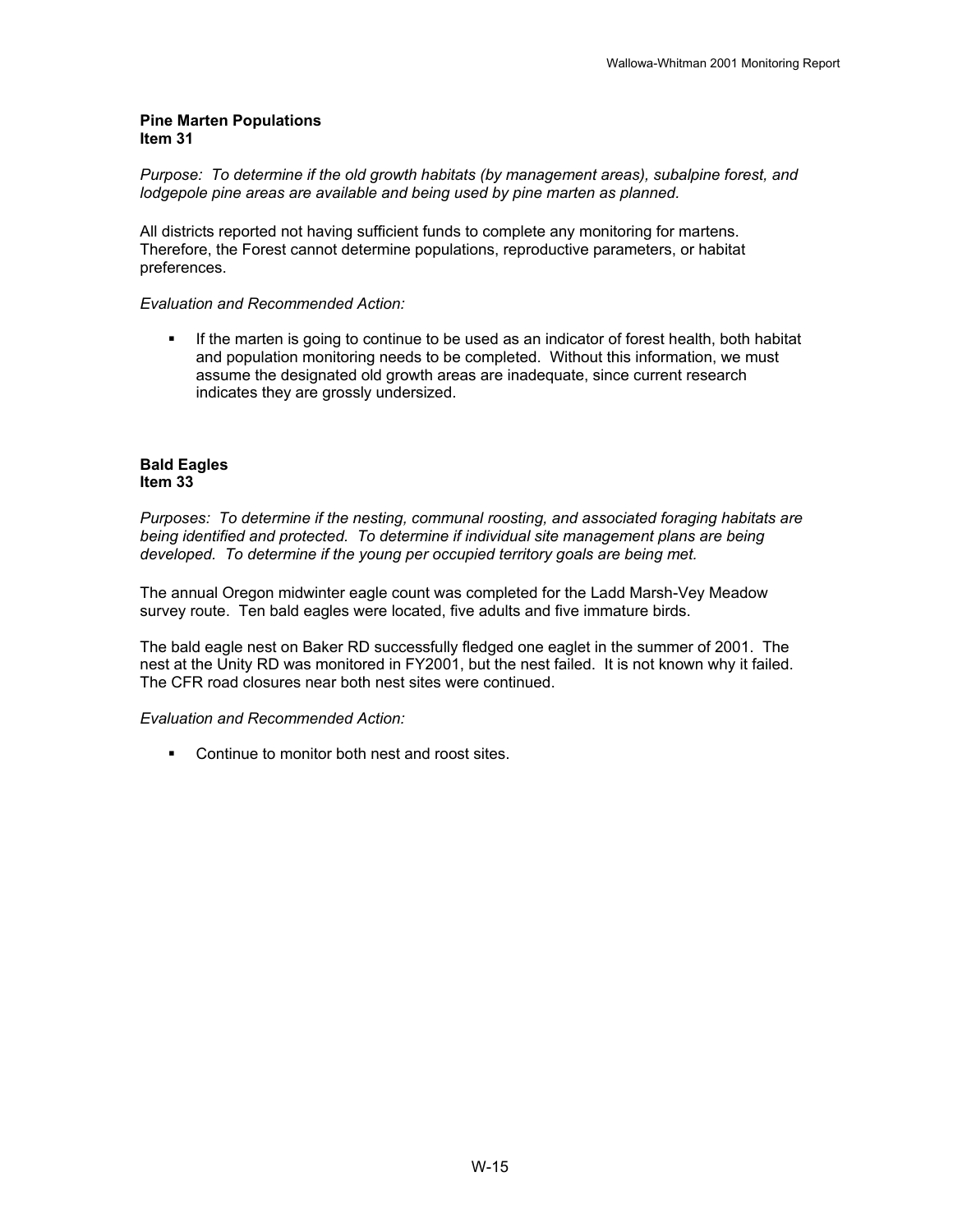**Pine Marten Populations**
**Item 31**

*Purpose: To determine if the old growth habitats (by management areas), subalpine forest, and lodgepole pine areas are available and being used by pine marten as planned.*

All districts reported not having sufficient funds to complete any monitoring for martens. Therefore, the Forest cannot determine populations, reproductive parameters, or habitat preferences.

*Evaluation and Recommended Action:*

- If the marten is going to continue to be used as an indicator of forest health, both habitat and population monitoring needs to be completed. Without this information, we must assume the designated old growth areas are inadequate, since current research indicates they are grossly undersized.

**Bald Eagles**
**Item 33**

*Purposes: To determine if the nesting, communal roosting, and associated foraging habitats are being identified and protected. To determine if individual site management plans are being developed. To determine if the young per occupied territory goals are being met.*

The annual Oregon midwinter eagle count was completed for the Ladd Marsh-Vey Meadow survey route. Ten bald eagles were located, five adults and five immature birds.

The bald eagle nest on Baker RD successfully fledged one eaglet in the summer of 2001. The nest at the Unity RD was monitored in FY2001, but the nest failed. It is not known why it failed. The CFR road closures near both nest sites were continued.

*Evaluation and Recommended Action:*

- Continue to monitor both nest and roost sites.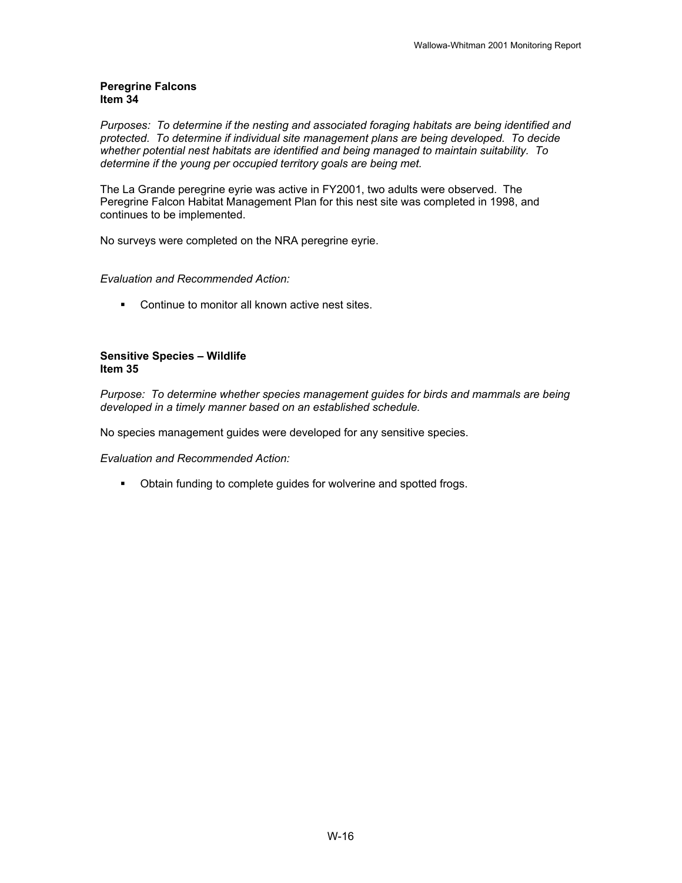### Peregrine Falcons
### Item 34

*Purposes: To determine if the nesting and associated foraging habitats are being identified and protected. To determine if individual site management plans are being developed. To decide whether potential nest habitats are identified and being managed to maintain suitability. To determine if the young per occupied territory goals are being met.*

The La Grande peregrine eyrie was active in FY2001, two adults were observed. The Peregrine Falcon Habitat Management Plan for this nest site was completed in 1998, and continues to be implemented.

No surveys were completed on the NRA peregrine eyrie.

*Evaluation and Recommended Action:*

- Continue to monitor all known active nest sites.

### Sensitive Species – Wildlife
### Item 35

*Purpose: To determine whether species management guides for birds and mammals are being developed in a timely manner based on an established schedule.*

No species management guides were developed for any sensitive species.

*Evaluation and Recommended Action:*

- Obtain funding to complete guides for wolverine and spotted frogs.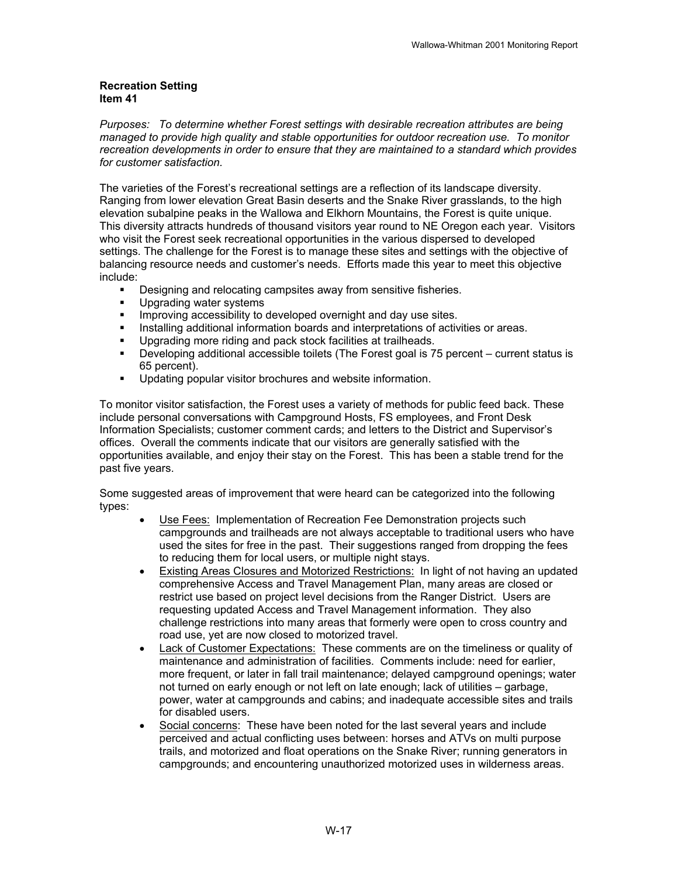**Recreation Setting**
**Item 41**

*Purposes: To determine whether Forest settings with desirable recreation attributes are being managed to provide high quality and stable opportunities for outdoor recreation use. To monitor recreation developments in order to ensure that they are maintained to a standard which provides for customer satisfaction.*

The varieties of the Forest's recreational settings are a reflection of its landscape diversity. Ranging from lower elevation Great Basin deserts and the Snake River grasslands, to the high elevation subalpine peaks in the Wallowa and Elkhorn Mountains, the Forest is quite unique. This diversity attracts hundreds of thousand visitors year round to NE Oregon each year. Visitors who visit the Forest seek recreational opportunities in the various dispersed to developed settings. The challenge for the Forest is to manage these sites and settings with the objective of balancing resource needs and customer's needs. Efforts made this year to meet this objective include:

- Designing and relocating campsites away from sensitive fisheries.
- Upgrading water systems
- Improving accessibility to developed overnight and day use sites.
- Installing additional information boards and interpretations of activities or areas.
- Upgrading more riding and pack stock facilities at trailheads.
- Developing additional accessible toilets (The Forest goal is 75 percent – current status is 65 percent).
- Updating popular visitor brochures and website information.

To monitor visitor satisfaction, the Forest uses a variety of methods for public feed back. These include personal conversations with Campground Hosts, FS employees, and Front Desk Information Specialists; customer comment cards; and letters to the District and Supervisor's offices. Overall the comments indicate that our visitors are generally satisfied with the opportunities available, and enjoy their stay on the Forest. This has been a stable trend for the past five years.

Some suggested areas of improvement that were heard can be categorized into the following types:

- Use Fees: Implementation of Recreation Fee Demonstration projects such campgrounds and trailheads are not always acceptable to traditional users who have used the sites for free in the past. Their suggestions ranged from dropping the fees to reducing them for local users, or multiple night stays.
- Existing Areas Closures and Motorized Restrictions: In light of not having an updated comprehensive Access and Travel Management Plan, many areas are closed or restrict use based on project level decisions from the Ranger District. Users are requesting updated Access and Travel Management information. They also challenge restrictions into many areas that formerly were open to cross country and road use, yet are now closed to motorized travel.
- Lack of Customer Expectations: These comments are on the timeliness or quality of maintenance and administration of facilities. Comments include: need for earlier, more frequent, or later in fall trail maintenance; delayed campground openings; water not turned on early enough or not left on late enough; lack of utilities – garbage, power, water at campgrounds and cabins; and inadequate accessible sites and trails for disabled users.
- Social concerns: These have been noted for the last several years and include perceived and actual conflicting uses between: horses and ATVs on multi purpose trails, and motorized and float operations on the Snake River; running generators in campgrounds; and encountering unauthorized motorized uses in wilderness areas.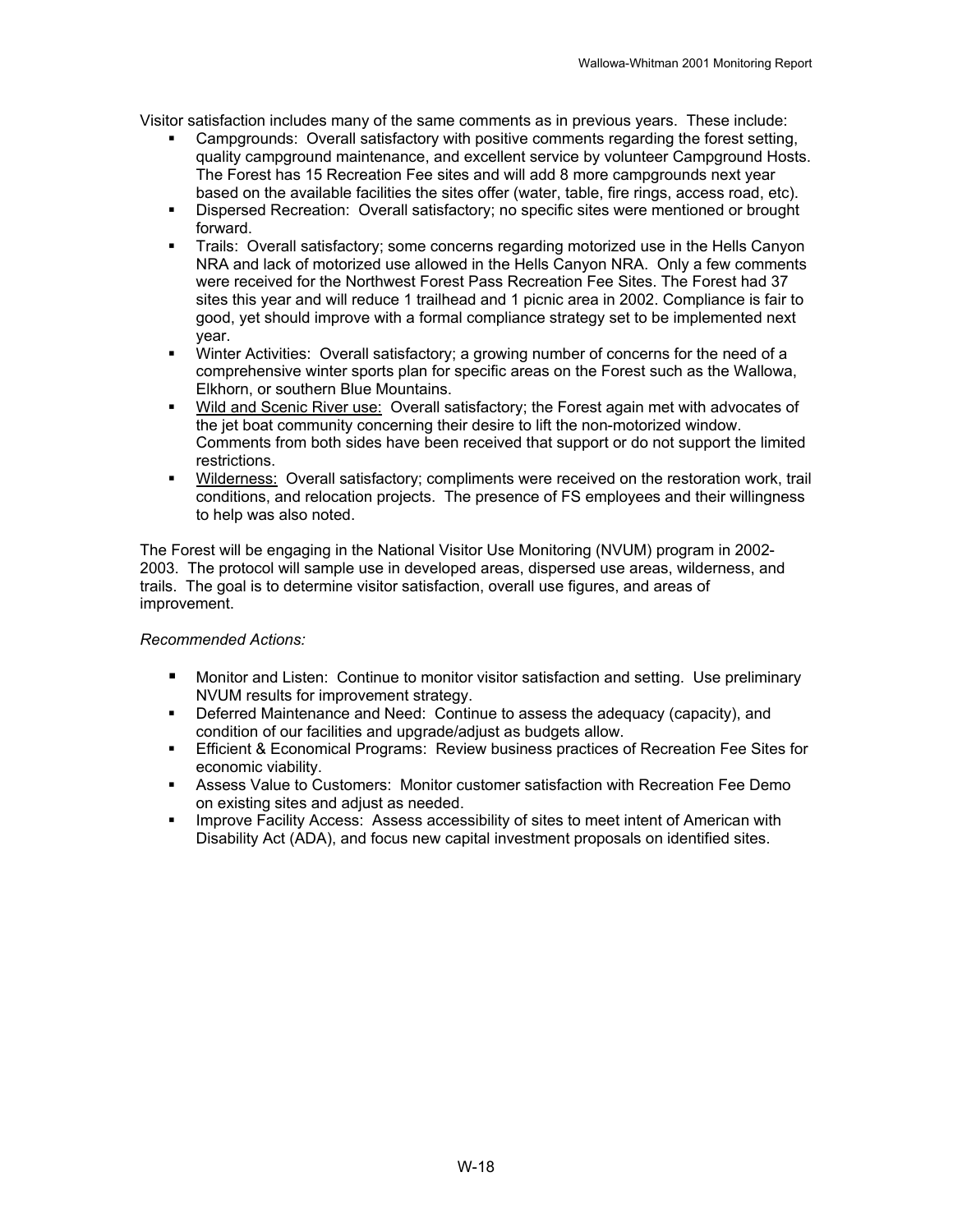Visitor satisfaction includes many of the same comments as in previous years. These include:

- Campgrounds: Overall satisfactory with positive comments regarding the forest setting, quality campground maintenance, and excellent service by volunteer Campground Hosts. The Forest has 15 Recreation Fee sites and will add 8 more campgrounds next year based on the available facilities the sites offer (water, table, fire rings, access road, etc).
- Dispersed Recreation: Overall satisfactory; no specific sites were mentioned or brought forward.
- Trails: Overall satisfactory; some concerns regarding motorized use in the Hells Canyon NRA and lack of motorized use allowed in the Hells Canyon NRA. Only a few comments were received for the Northwest Forest Pass Recreation Fee Sites. The Forest had 37 sites this year and will reduce 1 trailhead and 1 picnic area in 2002. Compliance is fair to good, yet should improve with a formal compliance strategy set to be implemented next year.
- Winter Activities: Overall satisfactory; a growing number of concerns for the need of a comprehensive winter sports plan for specific areas on the Forest such as the Wallowa, Elkhorn, or southern Blue Mountains.
- <u>Wild and Scenic River use:</u> Overall satisfactory; the Forest again met with advocates of the jet boat community concerning their desire to lift the non-motorized window. Comments from both sides have been received that support or do not support the limited restrictions.
- <u>Wilderness:</u> Overall satisfactory; compliments were received on the restoration work, trail conditions, and relocation projects. The presence of FS employees and their willingness to help was also noted.

The Forest will be engaging in the National Visitor Use Monitoring (NVUM) program in 2002-2003. The protocol will sample use in developed areas, dispersed use areas, wilderness, and trails. The goal is to determine visitor satisfaction, overall use figures, and areas of improvement.

*Recommended Actions:*

- Monitor and Listen: Continue to monitor visitor satisfaction and setting. Use preliminary NVUM results for improvement strategy.
- Deferred Maintenance and Need: Continue to assess the adequacy (capacity), and condition of our facilities and upgrade/adjust as budgets allow.
- Efficient & Economical Programs: Review business practices of Recreation Fee Sites for economic viability.
- Assess Value to Customers: Monitor customer satisfaction with Recreation Fee Demo on existing sites and adjust as needed.
- Improve Facility Access: Assess accessibility of sites to meet intent of American with Disability Act (ADA), and focus new capital investment proposals on identified sites.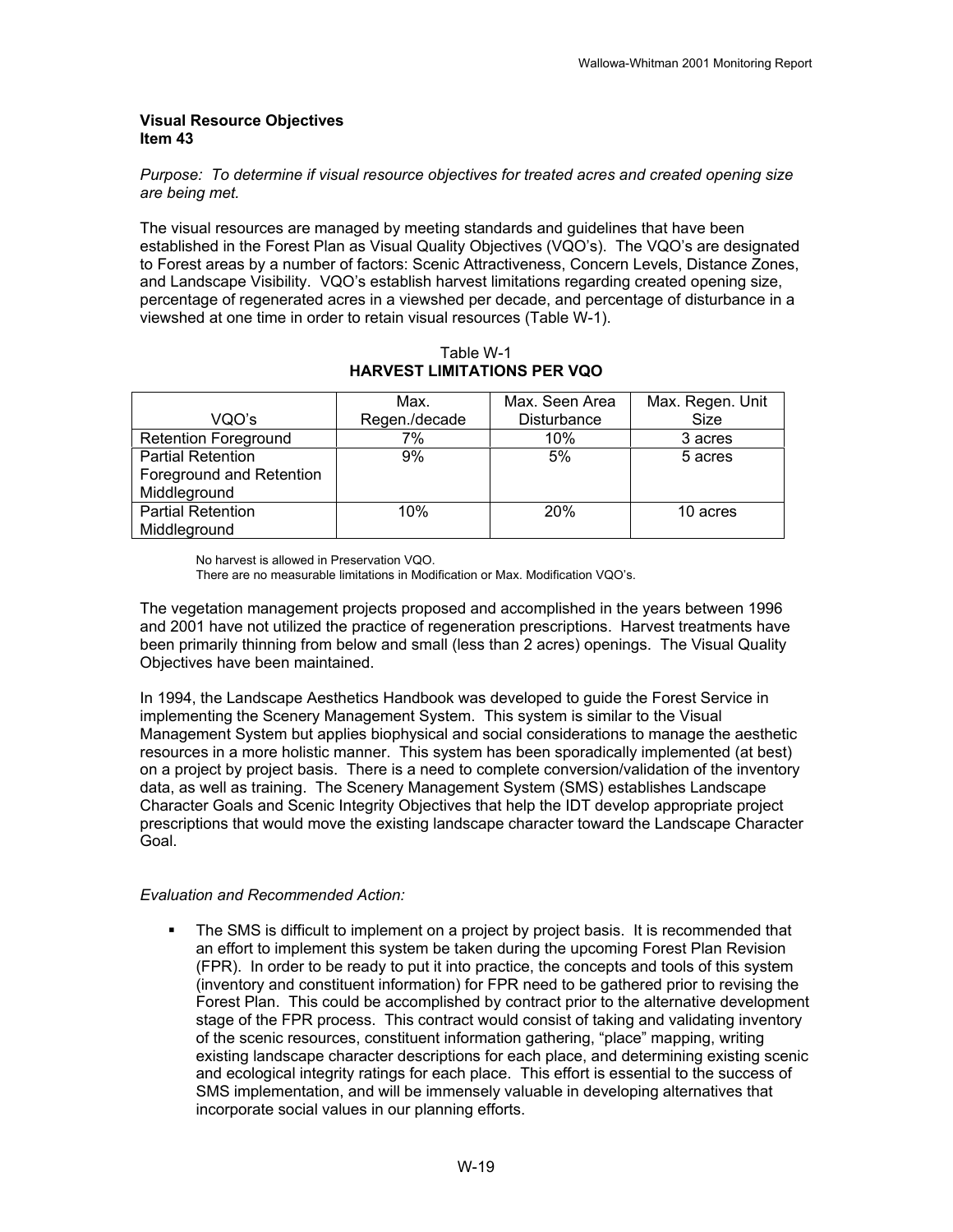**Visual Resource Objectives**
**Item 43**

*Purpose: To determine if visual resource objectives for treated acres and created opening size are being met.*

The visual resources are managed by meeting standards and guidelines that have been established in the Forest Plan as Visual Quality Objectives (VQO's). The VQO's are designated to Forest areas by a number of factors: Scenic Attractiveness, Concern Levels, Distance Zones, and Landscape Visibility. VQO's establish harvest limitations regarding created opening size, percentage of regenerated acres in a viewshed per decade, and percentage of disturbance in a viewshed at one time in order to retain visual resources (Table W-1).

Table W-1
**HARVEST LIMITATIONS PER VQO**

| VQO's | Max. Regen./decade | Max. Seen Area Disturbance | Max. Regen. Unit Size |
|---|---|---|---|
| Retention Foreground | 7% | 10% | 3 acres |
| Partial Retention Foreground and Retention Middleground | 9% | 5% | 5 acres |
| Partial Retention Middleground | 10% | 20% | 10 acres |

No harvest is allowed in Preservation VQO.
There are no measurable limitations in Modification or Max. Modification VQO's.

The vegetation management projects proposed and accomplished in the years between 1996 and 2001 have not utilized the practice of regeneration prescriptions. Harvest treatments have been primarily thinning from below and small (less than 2 acres) openings. The Visual Quality Objectives have been maintained.

In 1994, the Landscape Aesthetics Handbook was developed to guide the Forest Service in implementing the Scenery Management System. This system is similar to the Visual Management System but applies biophysical and social considerations to manage the aesthetic resources in a more holistic manner. This system has been sporadically implemented (at best) on a project by project basis. There is a need to complete conversion/validation of the inventory data, as well as training. The Scenery Management System (SMS) establishes Landscape Character Goals and Scenic Integrity Objectives that help the IDT develop appropriate project prescriptions that would move the existing landscape character toward the Landscape Character Goal.

*Evaluation and Recommended Action:*

- The SMS is difficult to implement on a project by project basis. It is recommended that an effort to implement this system be taken during the upcoming Forest Plan Revision (FPR). In order to be ready to put it into practice, the concepts and tools of this system (inventory and constituent information) for FPR need to be gathered prior to revising the Forest Plan. This could be accomplished by contract prior to the alternative development stage of the FPR process. This contract would consist of taking and validating inventory of the scenic resources, constituent information gathering, "place" mapping, writing existing landscape character descriptions for each place, and determining existing scenic and ecological integrity ratings for each place. This effort is essential to the success of SMS implementation, and will be immensely valuable in developing alternatives that incorporate social values in our planning efforts.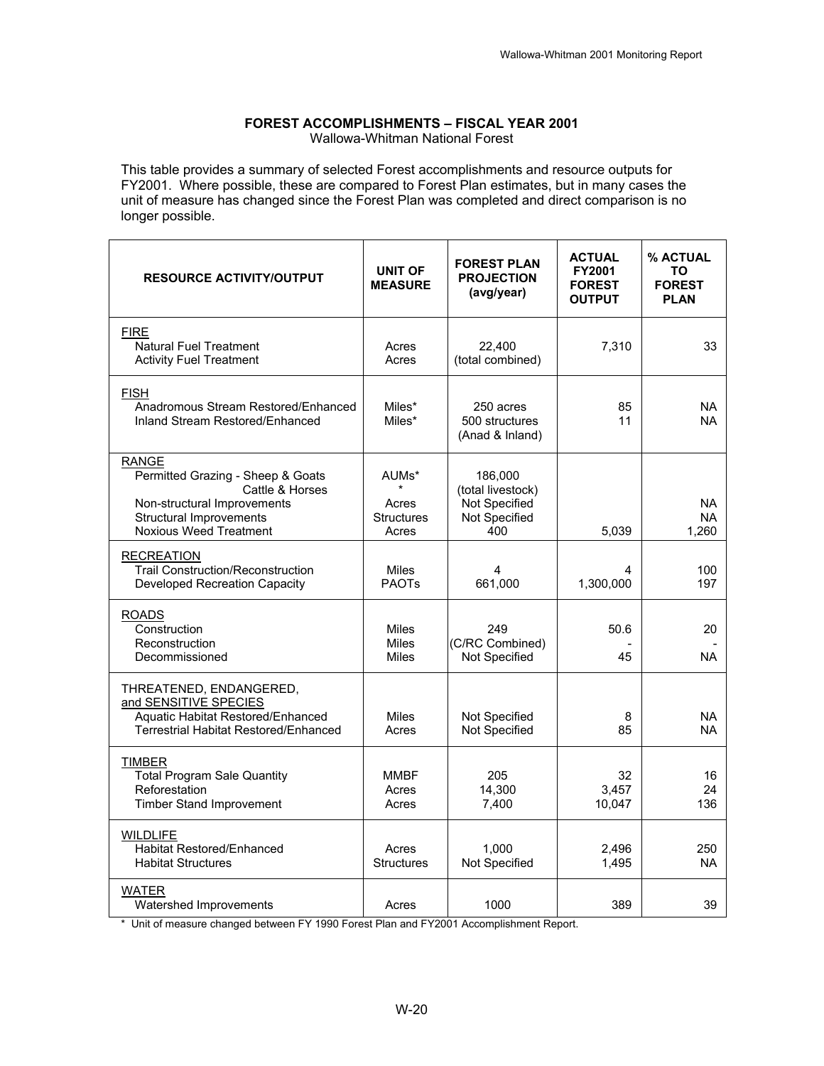**FOREST ACCOMPLISHMENTS – FISCAL YEAR 2001**
Wallowa-Whitman National Forest

This table provides a summary of selected Forest accomplishments and resource outputs for FY2001. Where possible, these are compared to Forest Plan estimates, but in many cases the unit of measure has changed since the Forest Plan was completed and direct comparison is no longer possible.

| RESOURCE ACTIVITY/OUTPUT | UNIT OF MEASURE | FOREST PLAN PROJECTION (avg/year) | ACTUAL FY2001 FOREST OUTPUT | % ACTUAL TO FOREST PLAN |
|---|---|---|---|---|
| FIRE | | | | |
| Natural Fuel Treatment | Acres | 22,400 | 7,310 | 33 |
| Activity Fuel Treatment | Acres | (total combined) | | |
| FISH | | | | |
| Anadromous Stream Restored/Enhanced | Miles* | 250 acres | 85 | NA |
| Inland Stream Restored/Enhanced | Miles* | 500 structures (Anad & Inland) | 11 | NA |
| RANGE | | | | |
| Permitted Grazing - Sheep & Goats | AUMs* | 186,000 | | |
| Cattle & Horses | * | (total livestock) | | |
| Non-structural Improvements | Acres | Not Specified | | NA |
| Structural Improvements | Structures | Not Specified | | NA |
| Noxious Weed Treatment | Acres | 400 | 5,039 | 1,260 |
| RECREATION | | | | |
| Trail Construction/Reconstruction | Miles | 4 | 4 | 100 |
| Developed Recreation Capacity | PAOTs | 661,000 | 1,300,000 | 197 |
| ROADS | | | | |
| Construction | Miles | 249 | 50.6 | 20 |
| Reconstruction | Miles | (C/RC Combined) | - | - |
| Decommissioned | Miles | Not Specified | 45 | NA |
| THREATENED, ENDANGERED, and SENSITIVE SPECIES | | | | |
| Aquatic Habitat Restored/Enhanced | Miles | Not Specified | 8 | NA |
| Terrestrial Habitat Restored/Enhanced | Acres | Not Specified | 85 | NA |
| TIMBER | | | | |
| Total Program Sale Quantity | MMBF | 205 | 32 | 16 |
| Reforestation | Acres | 14,300 | 3,457 | 24 |
| Timber Stand Improvement | Acres | 7,400 | 10,047 | 136 |
| WILDLIFE | | | | |
| Habitat Restored/Enhanced | Acres | 1,000 | 2,496 | 250 |
| Habitat Structures | Structures | Not Specified | 1,495 | NA |
| WATER | | | | |
| Watershed Improvements | Acres | 1000 | 389 | 39 |

\* Unit of measure changed between FY 1990 Forest Plan and FY2001 Accomplishment Report.